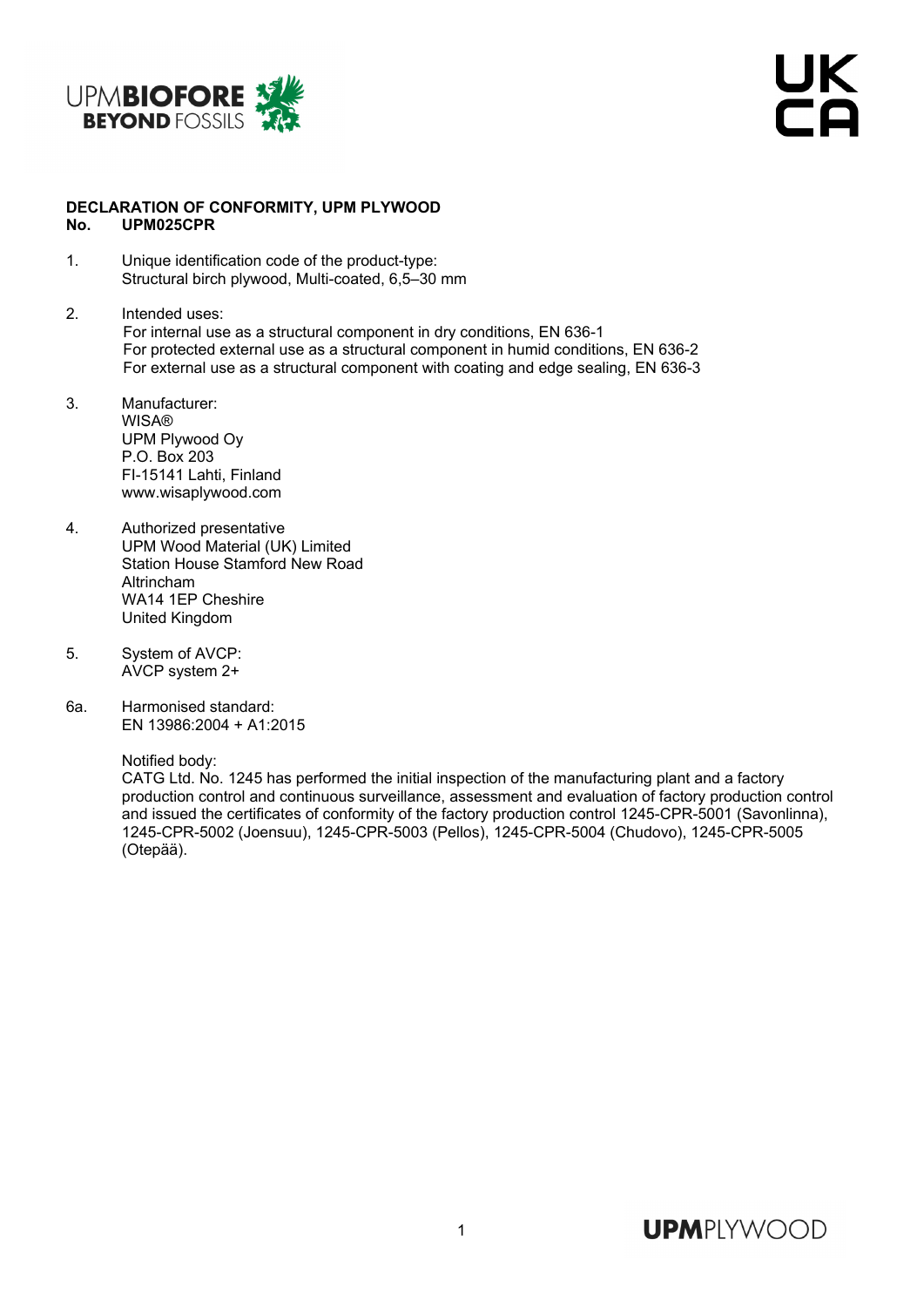# DECLARATION OF CONFORMITY, UPM PLYWOOD

**No. UPM025CPR**

1. Unique identification code of the product-type:
   Structural birch plywood, Multi-coated, 6,5–30 mm

2. Intended uses:
   For internal use as a structural component in dry conditions, EN 636-1
   For protected external use as a structural component in humid conditions, EN 636-2
   For external use as a structural component with coating and edge sealing, EN 636-3

3. Manufacturer:
   WISA®
   UPM Plywood Oy
   P.O. Box 203
   FI-15141 Lahti, Finland
   www.wisaplywood.com

4. Authorized presentative
   UPM Wood Material (UK) Limited
   Station House Stamford New Road
   Altrincham
   WA14 1EP Cheshire
   United Kingdom

5. System of AVCP:
   AVCP system 2+

6a. Harmonised standard:
   EN 13986:2004 + A1:2015

   Notified body:
   CATG Ltd. No. 1245 has performed the initial inspection of the manufacturing plant and a factory production control and continuous surveillance, assessment and evaluation of factory production control and issued the certificates of conformity of the factory production control 1245-CPR-5001 (Savonlinna), 1245-CPR-5002 (Joensuu), 1245-CPR-5003 (Pellos), 1245-CPR-5004 (Chudovo), 1245-CPR-5005 (Otepää).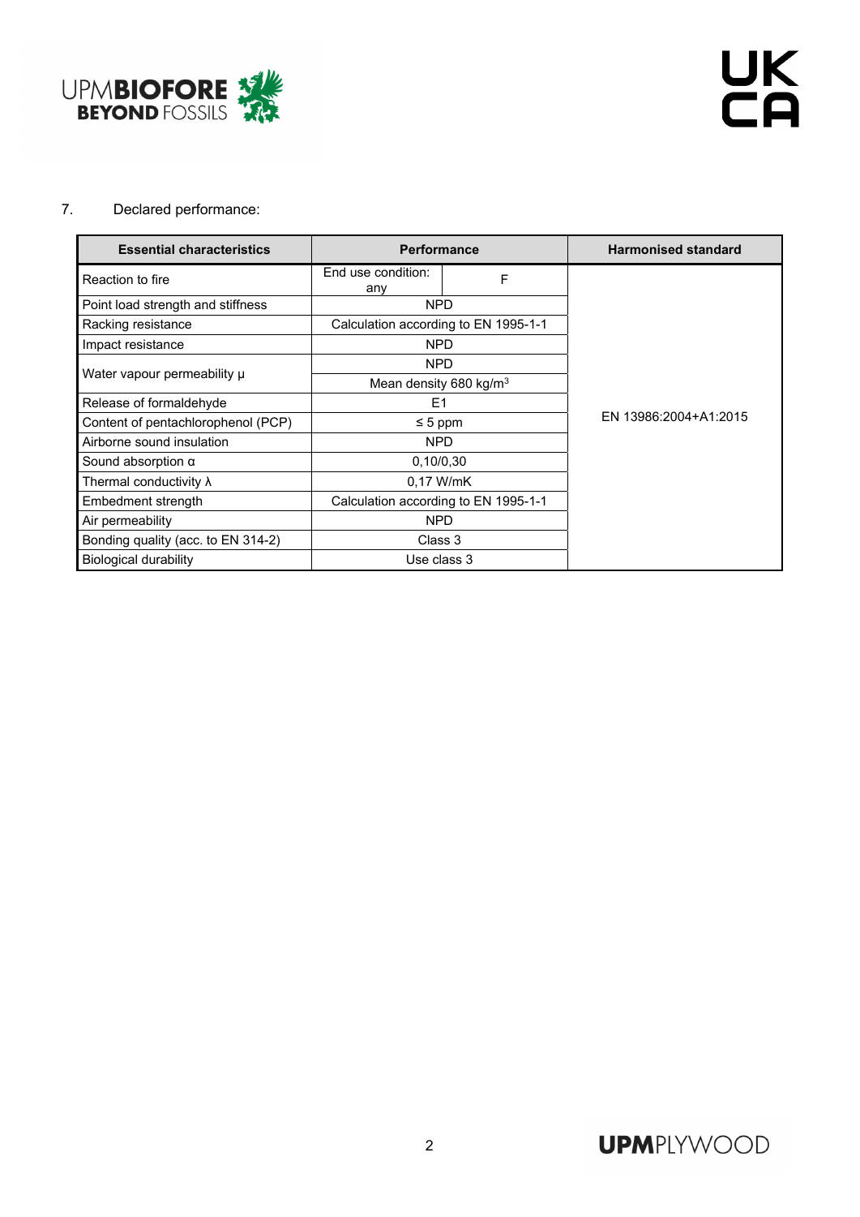7. Declared performance:

| Essential characteristics | Performance | | Harmonised standard |
|---|---|---|---|
| Reaction to fire | End use condition: any | F | EN 13986:2004+A1:2015 |
| Point load strength and stiffness | NPD | | |
| Racking resistance | Calculation according to EN 1995-1-1 | | |
| Impact resistance | NPD | | |
| Water vapour permeability μ | NPD | | |
| | Mean density 680 kg/m$^3$ | | |
| Release of formaldehyde | E1 | | |
| Content of pentachlorophenol (PCP) | ≤ 5 ppm | | |
| Airborne sound insulation | NPD | | |
| Sound absorption α | 0,10/0,30 | | |
| Thermal conductivity λ | 0,17 W/mK | | |
| Embedment strength | Calculation according to EN 1995-1-1 | | |
| Air permeability | NPD | | |
| Bonding quality (acc. to EN 314-2) | Class 3 | | |
| Biological durability | Use class 3 | | |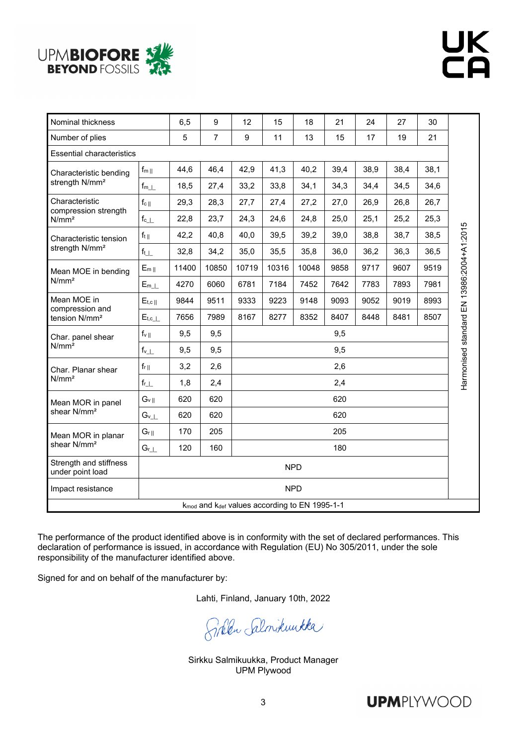| Nominal thickness | | 6,5 | 9 | 12 | 15 | 18 | 21 | 24 | 27 | 30 | Harmonised standard EN 13986:2004+A1:2015 |
|---|---|---|---|---|---|---|---|---|---|---|---|
| Number of plies | | 5 | 7 | 9 | 11 | 13 | 15 | 17 | 19 | 21 | |
| Essential characteristics | | | | | | | | | | | |
| Characteristic bending strength N/mm² | $f_{m\parallel}$ | 44,6 | 46,4 | 42,9 | 41,3 | 40,2 | 39,4 | 38,9 | 38,4 | 38,1 | |
| | $f_{m\perp}$ | 18,5 | 27,4 | 33,2 | 33,8 | 34,1 | 34,3 | 34,4 | 34,5 | 34,6 | |
| Characteristic compression strength N/mm² | $f_{c\parallel}$ | 29,3 | 28,3 | 27,7 | 27,4 | 27,2 | 27,0 | 26,9 | 26,8 | 26,7 | |
| | $f_{c\perp}$ | 22,8 | 23,7 | 24,3 | 24,6 | 24,8 | 25,0 | 25,1 | 25,2 | 25,3 | |
| Characteristic tension strength N/mm² | $f_{t\parallel}$ | 42,2 | 40,8 | 40,0 | 39,5 | 39,2 | 39,0 | 38,8 | 38,7 | 38,5 | |
| | $f_{t\perp}$ | 32,8 | 34,2 | 35,0 | 35,5 | 35,8 | 36,0 | 36,2 | 36,3 | 36,5 | |
| Mean MOE in bending N/mm² | $E_{m\parallel}$ | 11400 | 10850 | 10719 | 10316 | 10048 | 9858 | 9717 | 9607 | 9519 | |
| | $E_{m\perp}$ | 4270 | 6060 | 6781 | 7184 | 7452 | 7642 | 7783 | 7893 | 7981 | |
| Mean MOE in compression and tension N/mm² | $E_{t,c\parallel}$ | 9844 | 9511 | 9333 | 9223 | 9148 | 9093 | 9052 | 9019 | 8993 | |
| | $E_{t,c\perp}$ | 7656 | 7989 | 8167 | 8277 | 8352 | 8407 | 8448 | 8481 | 8507 | |
| Char. panel shear N/mm² | $f_{v\parallel}$ | 9,5 | 9,5 | 9,5 | | | | | | | |
| | $f_{v\perp}$ | 9,5 | 9,5 | 9,5 | | | | | | | |
| Char. Planar shear N/mm² | $f_{r\parallel}$ | 3,2 | 2,6 | 2,6 | | | | | | | |
| | $f_{r\perp}$ | 1,8 | 2,4 | 2,4 | | | | | | | |
| Mean MOR in panel shear N/mm² | $G_{v\parallel}$ | 620 | 620 | 620 | | | | | | | |
| | $G_{v\perp}$ | 620 | 620 | 620 | | | | | | | |
| Mean MOR in planar shear N/mm² | $G_{r\parallel}$ | 170 | 205 | 205 | | | | | | | |
| | $G_{r\perp}$ | 120 | 160 | 180 | | | | | | | |
| Strength and stiffness under point load | NPD | | | | | | | | | | |
| Impact resistance | NPD | | | | | | | | | | |
| $k_{mod}$ and $k_{def}$ values according to EN 1995-1-1 | | | | | | | | | | | |

The performance of the product identified above is in conformity with the set of declared performances. This declaration of performance is issued, in accordance with Regulation (EU) No 305/2011, under the sole responsibility of the manufacturer identified above.

Signed for and on behalf of the manufacturer by:

Lahti, Finland, January 10th, 2022

Sirkku Salmikuukka

Sirkku Salmikuukka, Product Manager
UPM Plywood